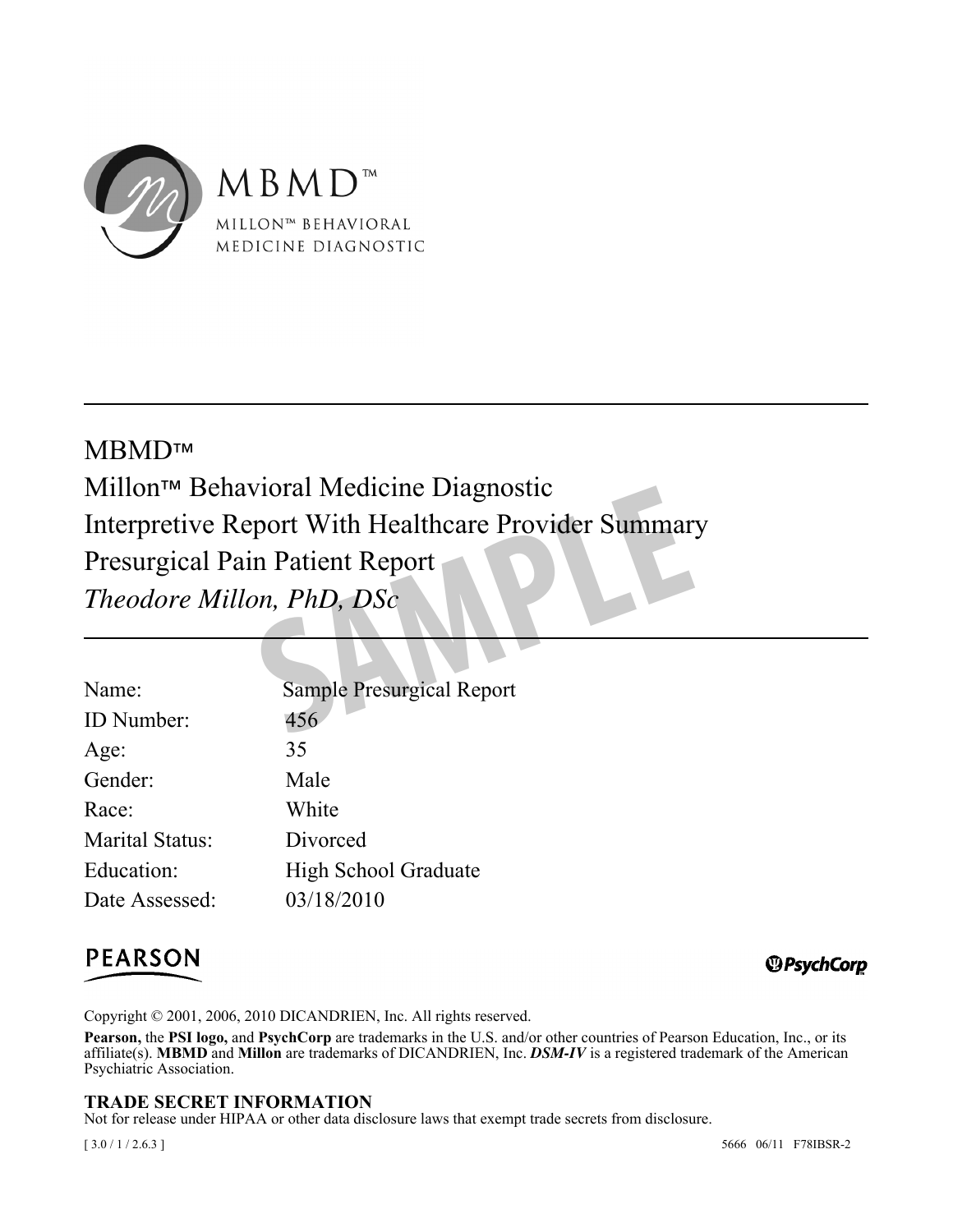MBMD™

MILLON™ BEHAVIORAL MEDICINE DIAGNOSTIC

# MBMD™
# Millon™ Behavioral Medicine Diagnostic
# Interpretive Report With Healthcare Provider Summary
# Presurgical Pain Patient Report
# *Theodore Millon, PhD, DSc*

| | |
|---|---|
| Name: | Sample Presurgical Report |
| ID Number: | 456 |
| Age: | 35 |
| Gender: | Male |
| Race: | White |
| Marital Status: | Divorced |
| Education: | High School Graduate |
| Date Assessed: | 03/18/2010 |

PEARSON

PsychCorp

Copyright © 2001, 2006, 2010 DICANDRIEN, Inc. All rights reserved.

**Pearson,** the **PSI logo,** and **PsychCorp** are trademarks in the U.S. and/or other countries of Pearson Education, Inc., or its affiliate(s). **MBMD** and **Millon** are trademarks of DICANDRIEN, Inc. ***DSM-IV*** is a registered trademark of the American Psychiatric Association.

**TRADE SECRET INFORMATION**

Not for release under HIPAA or other data disclosure laws that exempt trade secrets from disclosure.

[ 3.0 / 1 / 2.6.3 ] 5666 06/11 F78IBSR-2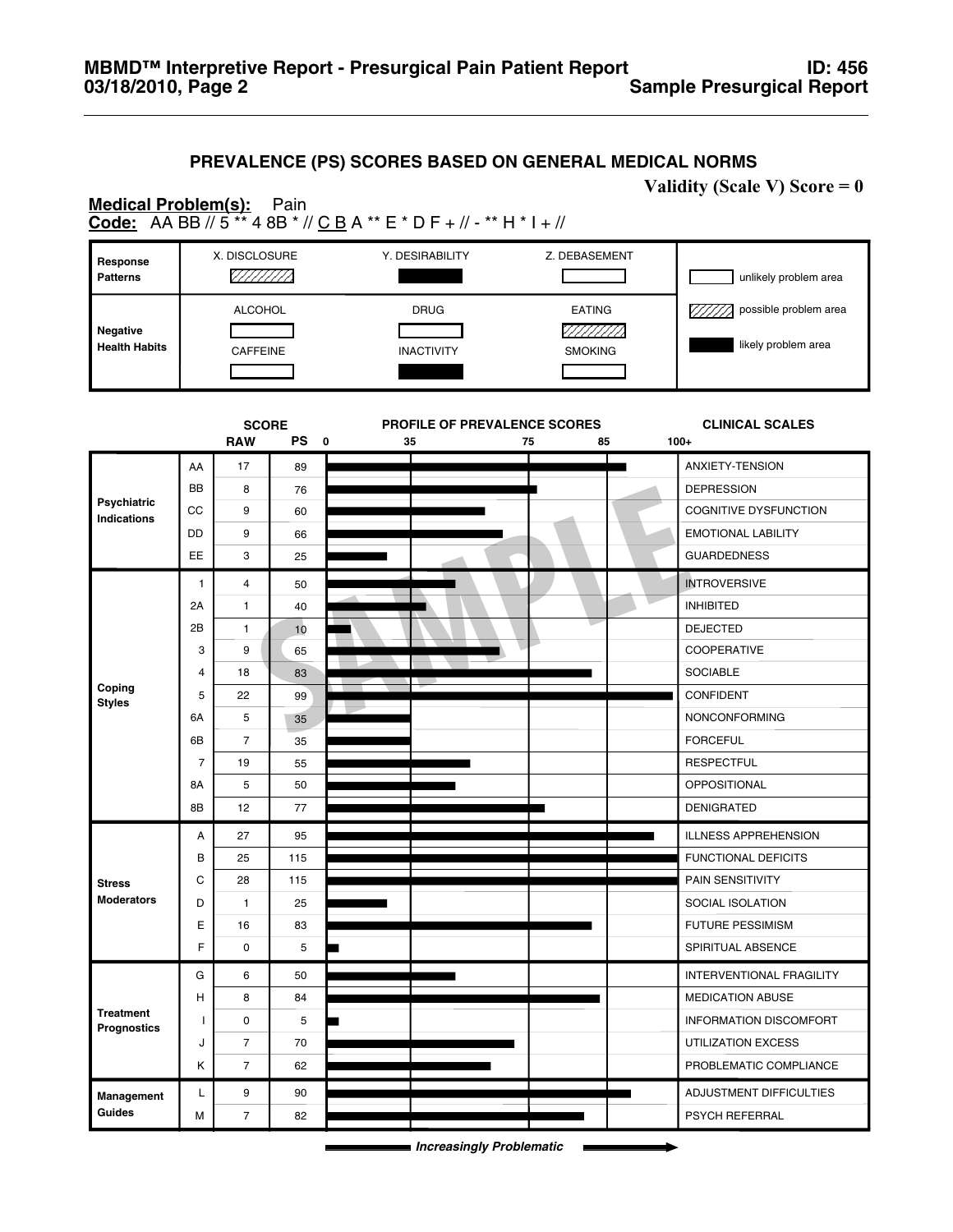## PREVALENCE (PS) SCORES BASED ON GENERAL MEDICAL NORMS

**Validity (Scale V) Score = 0**

**Medical Problem(s):** Pain

**Code:** AA BB // 5 ** 4 8B * // C B A ** E * D F + // - ** H * I + //

| | | | | Legend |
|---|---|---|---|---|
| **Response Patterns** | X. DISCLOSURE: possible problem area | Y. DESIRABILITY: likely problem area | Z. DEBASEMENT: unlikely problem area | unlikely problem area (blank) |
| **Negative Health Habits** | ALCOHOL: unlikely problem area | DRUG: unlikely problem area | EATING: possible problem area | possible problem area (hatched) |
| | CAFFEINE: unlikely problem area | INACTIVITY: likely problem area | SMOKING: unlikely problem area | likely problem area (solid) |

| | | RAW | PS | CLINICAL SCALES |
|---|---|---|---|---|
| **Psychiatric Indications** | AA | 17 | 89 | ANXIETY-TENSION |
| | BB | 8 | 76 | DEPRESSION |
| | CC | 9 | 60 | COGNITIVE DYSFUNCTION |
| | DD | 9 | 66 | EMOTIONAL LABILITY |
| | EE | 3 | 25 | GUARDEDNESS |
| **Coping Styles** | 1 | 4 | 50 | INTROVERSIVE |
| | 2A | 1 | 40 | INHIBITED |
| | 2B | 1 | 10 | DEJECTED |
| | 3 | 9 | 65 | COOPERATIVE |
| | 4 | 18 | 83 | SOCIABLE |
| | 5 | 22 | 99 | CONFIDENT |
| | 6A | 5 | 35 | NONCONFORMING |
| | 6B | 7 | 35 | FORCEFUL |
| | 7 | 19 | 55 | RESPECTFUL |
| | 8A | 5 | 50 | OPPOSITIONAL |
| | 8B | 12 | 77 | DENIGRATED |
| **Stress Moderators** | A | 27 | 95 | ILLNESS APPREHENSION |
| | B | 25 | 115 | FUNCTIONAL DEFICITS |
| | C | 28 | 115 | PAIN SENSITIVITY |
| | D | 1 | 25 | SOCIAL ISOLATION |
| | E | 16 | 83 | FUTURE PESSIMISM |
| | F | 0 | 5 | SPIRITUAL ABSENCE |
| **Treatment Prognostics** | G | 6 | 50 | INTERVENTIONAL FRAGILITY |
| | H | 8 | 84 | MEDICATION ABUSE |
| | I | 0 | 5 | INFORMATION DISCOMFORT |
| | J | 7 | 70 | UTILIZATION EXCESS |
| | K | 7 | 62 | PROBLEMATIC COMPLIANCE |
| **Management Guides** | L | 9 | 90 | ADJUSTMENT DIFFICULTIES |
| | M | 7 | 82 | PSYCH REFERRAL |

Profile of Prevalence Scores: 0 — 35 — 75 — 85 — 100+

*Increasingly Problematic* →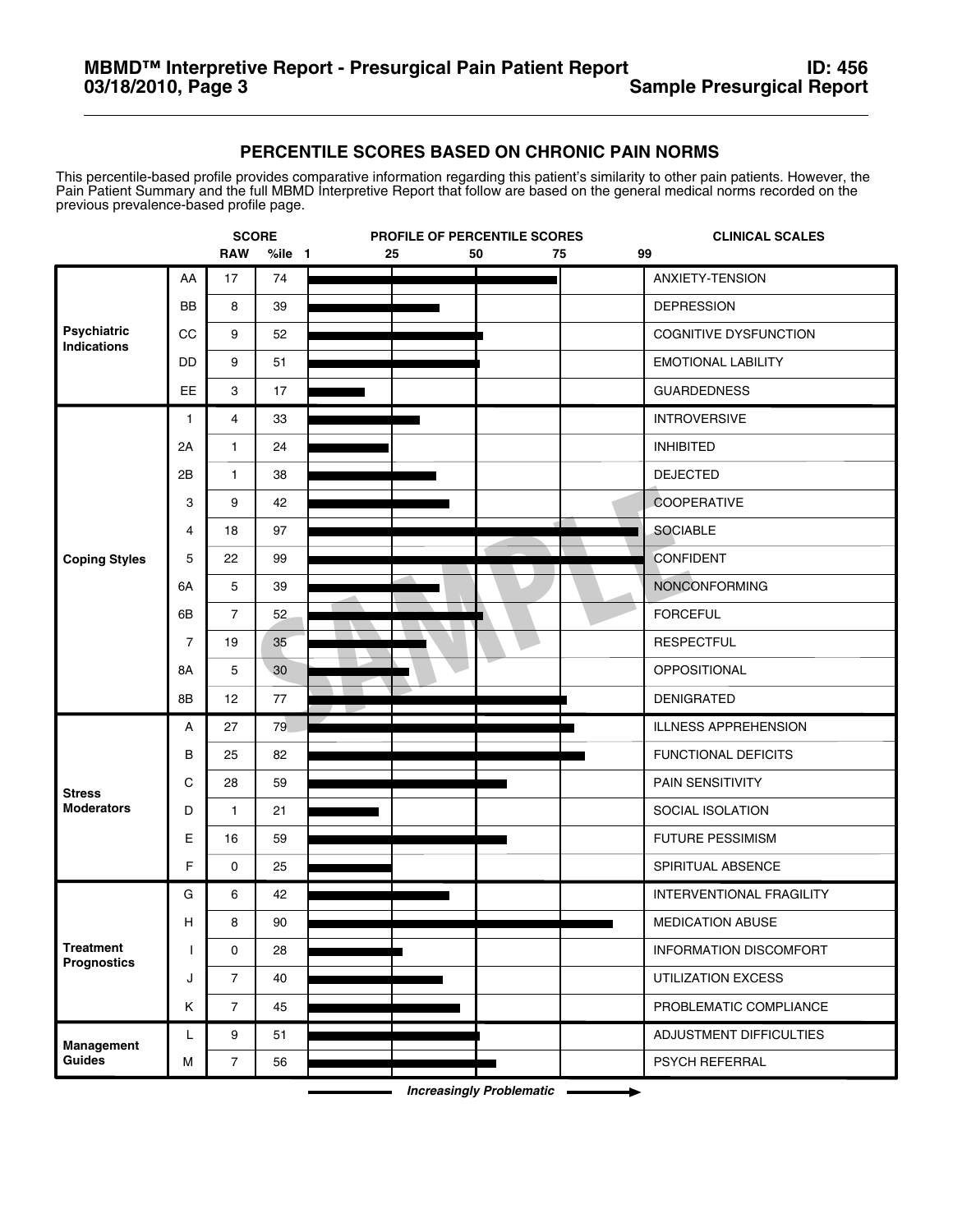## PERCENTILE SCORES BASED ON CHRONIC PAIN NORMS

This percentile-based profile provides comparative information regarding this patient's similarity to other pain patients. However, the Pain Patient Summary and the full MBMD Interpretive Report that follow are based on the general medical norms recorded on the previous prevalence-based profile page.

| | | RAW | %ile | PROFILE OF PERCENTILE SCORES (1 – 25 – 50 – 75 – 99) | CLINICAL SCALES |
|---|---|---|---|---|---|
| Psychiatric Indications | AA | 17 | 74 | | ANXIETY-TENSION |
| | BB | 8 | 39 | | DEPRESSION |
| | CC | 9 | 52 | | COGNITIVE DYSFUNCTION |
| | DD | 9 | 51 | | EMOTIONAL LABILITY |
| | EE | 3 | 17 | | GUARDEDNESS |
| Coping Styles | 1 | 4 | 33 | | INTROVERSIVE |
| | 2A | 1 | 24 | | INHIBITED |
| | 2B | 1 | 38 | | DEJECTED |
| | 3 | 9 | 42 | | COOPERATIVE |
| | 4 | 18 | 97 | | SOCIABLE |
| | 5 | 22 | 99 | | CONFIDENT |
| | 6A | 5 | 39 | | NONCONFORMING |
| | 6B | 7 | 52 | | FORCEFUL |
| | 7 | 19 | 35 | | RESPECTFUL |
| | 8A | 5 | 30 | | OPPOSITIONAL |
| | 8B | 12 | 77 | | DENIGRATED |
| Stress Moderators | A | 27 | 79 | | ILLNESS APPREHENSION |
| | B | 25 | 82 | | FUNCTIONAL DEFICITS |
| | C | 28 | 59 | | PAIN SENSITIVITY |
| | D | 1 | 21 | | SOCIAL ISOLATION |
| | E | 16 | 59 | | FUTURE PESSIMISM |
| | F | 0 | 25 | | SPIRITUAL ABSENCE |
| Treatment Prognostics | G | 6 | 42 | | INTERVENTIONAL FRAGILITY |
| | H | 8 | 90 | | MEDICATION ABUSE |
| | I | 0 | 28 | | INFORMATION DISCOMFORT |
| | J | 7 | 40 | | UTILIZATION EXCESS |
| | K | 7 | 45 | | PROBLEMATIC COMPLIANCE |
| Management Guides | L | 9 | 51 | | ADJUSTMENT DIFFICULTIES |
| | M | 7 | 56 | | PSYCH REFERRAL |

*Increasingly Problematic* →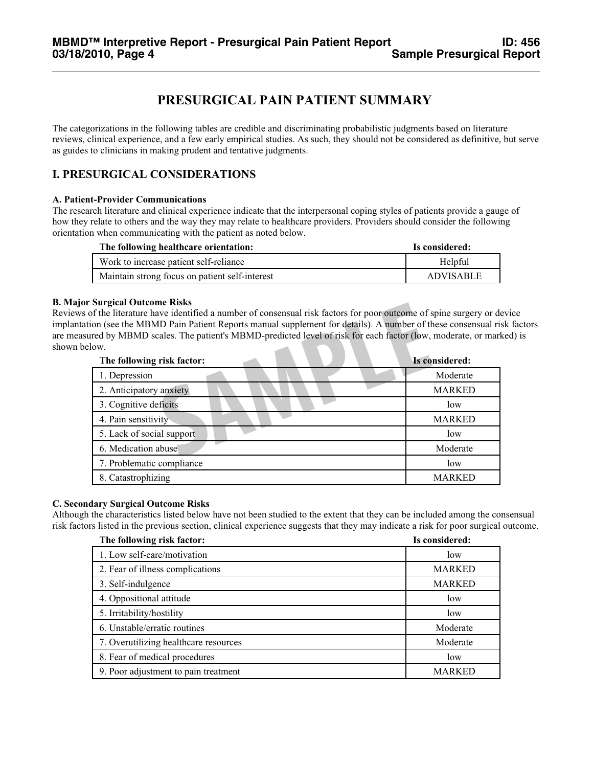# PRESURGICAL PAIN PATIENT SUMMARY

The categorizations in the following tables are credible and discriminating probabilistic judgments based on literature reviews, clinical experience, and a few early empirical studies. As such, they should not be considered as definitive, but serve as guides to clinicians in making prudent and tentative judgments.

## I. PRESURGICAL CONSIDERATIONS

### A. Patient-Provider Communications

The research literature and clinical experience indicate that the interpersonal coping styles of patients provide a gauge of how they relate to others and the way they may relate to healthcare providers. Providers should consider the following orientation when communicating with the patient as noted below.

| The following healthcare orientation: | Is considered: |
|---|---|
| Work to increase patient self-reliance | Helpful |
| Maintain strong focus on patient self-interest | ADVISABLE |

### B. Major Surgical Outcome Risks

Reviews of the literature have identified a number of consensual risk factors for poor outcome of spine surgery or device implantation (see the MBMD Pain Patient Reports manual supplement for details). A number of these consensual risk factors are measured by MBMD scales. The patient's MBMD-predicted level of risk for each factor (low, moderate, or marked) is shown below.

| The following risk factor: | Is considered: |
|---|---|
| 1. Depression | Moderate |
| 2. Anticipatory anxiety | MARKED |
| 3. Cognitive deficits | low |
| 4. Pain sensitivity | MARKED |
| 5. Lack of social support | low |
| 6. Medication abuse | Moderate |
| 7. Problematic compliance | low |
| 8. Catastrophizing | MARKED |

### C. Secondary Surgical Outcome Risks

Although the characteristics listed below have not been studied to the extent that they can be included among the consensual risk factors listed in the previous section, clinical experience suggests that they may indicate a risk for poor surgical outcome.

| The following risk factor: | Is considered: |
|---|---|
| 1. Low self-care/motivation | low |
| 2. Fear of illness complications | MARKED |
| 3. Self-indulgence | MARKED |
| 4. Oppositional attitude | low |
| 5. Irritability/hostility | low |
| 6. Unstable/erratic routines | Moderate |
| 7. Overutilizing healthcare resources | Moderate |
| 8. Fear of medical procedures | low |
| 9. Poor adjustment to pain treatment | MARKED |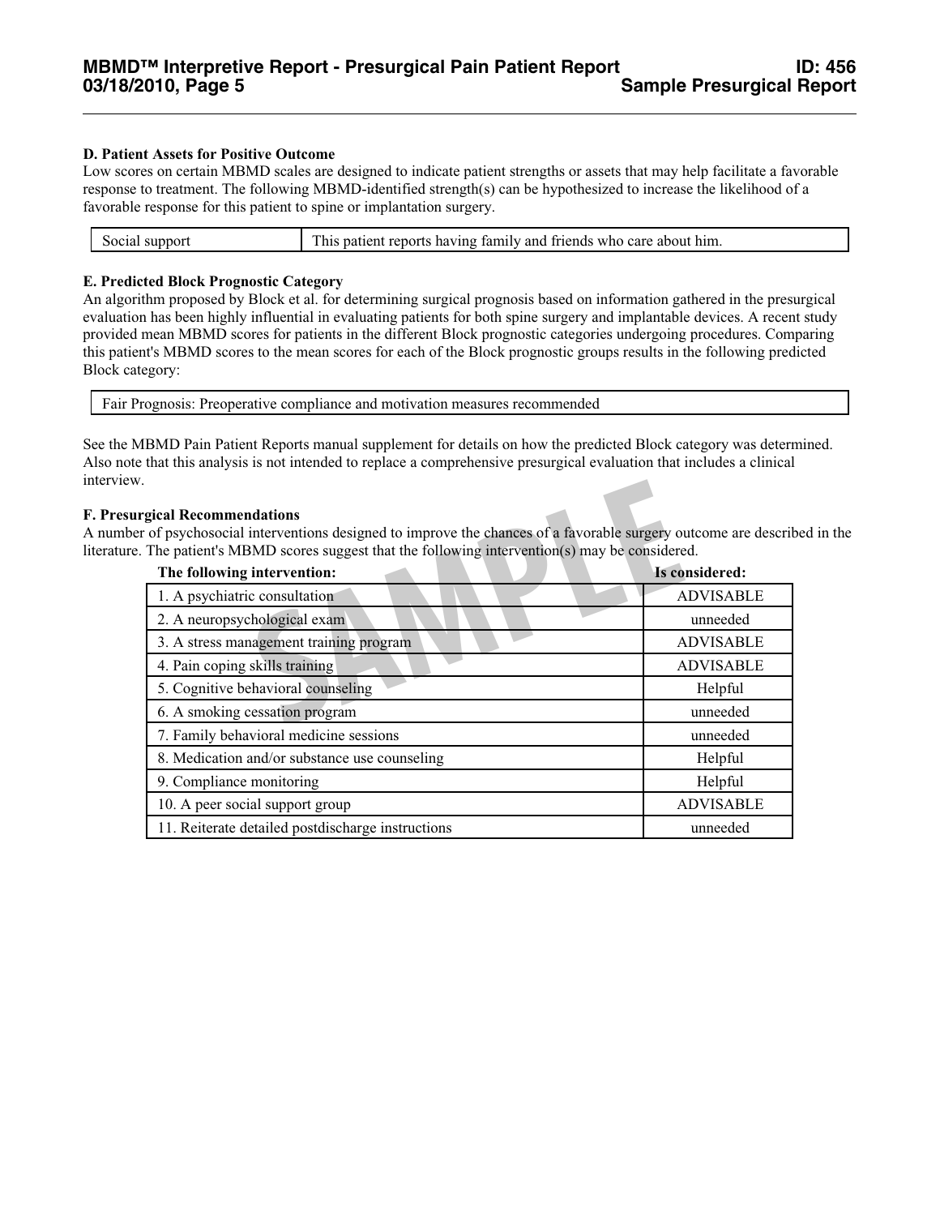### D. Patient Assets for Positive Outcome

Low scores on certain MBMD scales are designed to indicate patient strengths or assets that may help facilitate a favorable response to treatment. The following MBMD-identified strength(s) can be hypothesized to increase the likelihood of a favorable response for this patient to spine or implantation surgery.

| Social support | This patient reports having family and friends who care about him. |
|---|---|

### E. Predicted Block Prognostic Category

An algorithm proposed by Block et al. for determining surgical prognosis based on information gathered in the presurgical evaluation has been highly influential in evaluating patients for both spine surgery and implantable devices. A recent study provided mean MBMD scores for patients in the different Block prognostic categories undergoing procedures. Comparing this patient's MBMD scores to the mean scores for each of the Block prognostic groups results in the following predicted Block category:

| Fair Prognosis: Preoperative compliance and motivation measures recommended |
|---|

See the MBMD Pain Patient Reports manual supplement for details on how the predicted Block category was determined. Also note that this analysis is not intended to replace a comprehensive presurgical evaluation that includes a clinical interview.

### F. Presurgical Recommendations

A number of psychosocial interventions designed to improve the chances of a favorable surgery outcome are described in the literature. The patient's MBMD scores suggest that the following intervention(s) may be considered.

| The following intervention: | Is considered: |
|---|---|
| 1. A psychiatric consultation | ADVISABLE |
| 2. A neuropsychological exam | unneeded |
| 3. A stress management training program | ADVISABLE |
| 4. Pain coping skills training | ADVISABLE |
| 5. Cognitive behavioral counseling | Helpful |
| 6. A smoking cessation program | unneeded |
| 7. Family behavioral medicine sessions | unneeded |
| 8. Medication and/or substance use counseling | Helpful |
| 9. Compliance monitoring | Helpful |
| 10. A peer social support group | ADVISABLE |
| 11. Reiterate detailed postdischarge instructions | unneeded |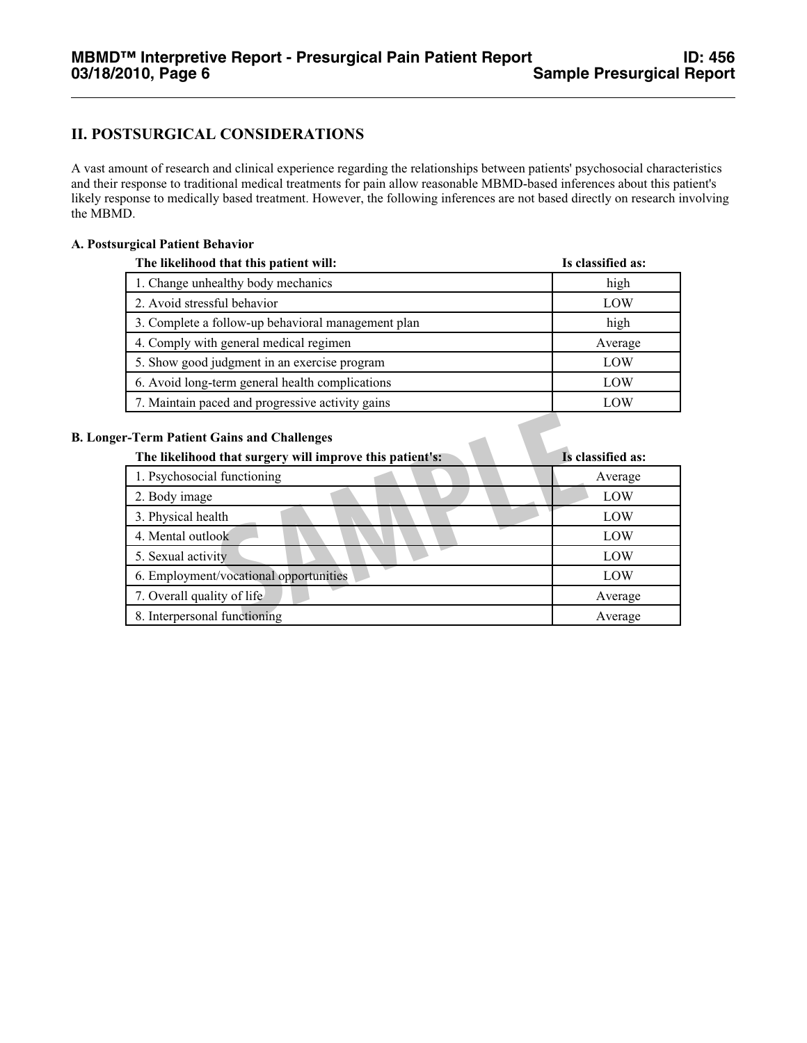## II. POSTSURGICAL CONSIDERATIONS

A vast amount of research and clinical experience regarding the relationships between patients' psychosocial characteristics and their response to traditional medical treatments for pain allow reasonable MBMD-based inferences about this patient's likely response to medically based treatment. However, the following inferences are not based directly on research involving the MBMD.

### A. Postsurgical Patient Behavior

| The likelihood that this patient will: | Is classified as: |
|---|---|
| 1. Change unhealthy body mechanics | high |
| 2. Avoid stressful behavior | LOW |
| 3. Complete a follow-up behavioral management plan | high |
| 4. Comply with general medical regimen | Average |
| 5. Show good judgment in an exercise program | LOW |
| 6. Avoid long-term general health complications | LOW |
| 7. Maintain paced and progressive activity gains | LOW |

### B. Longer-Term Patient Gains and Challenges

| The likelihood that surgery will improve this patient's: | Is classified as: |
|---|---|
| 1. Psychosocial functioning | Average |
| 2. Body image | LOW |
| 3. Physical health | LOW |
| 4. Mental outlook | LOW |
| 5. Sexual activity | LOW |
| 6. Employment/vocational opportunities | LOW |
| 7. Overall quality of life | Average |
| 8. Interpersonal functioning | Average |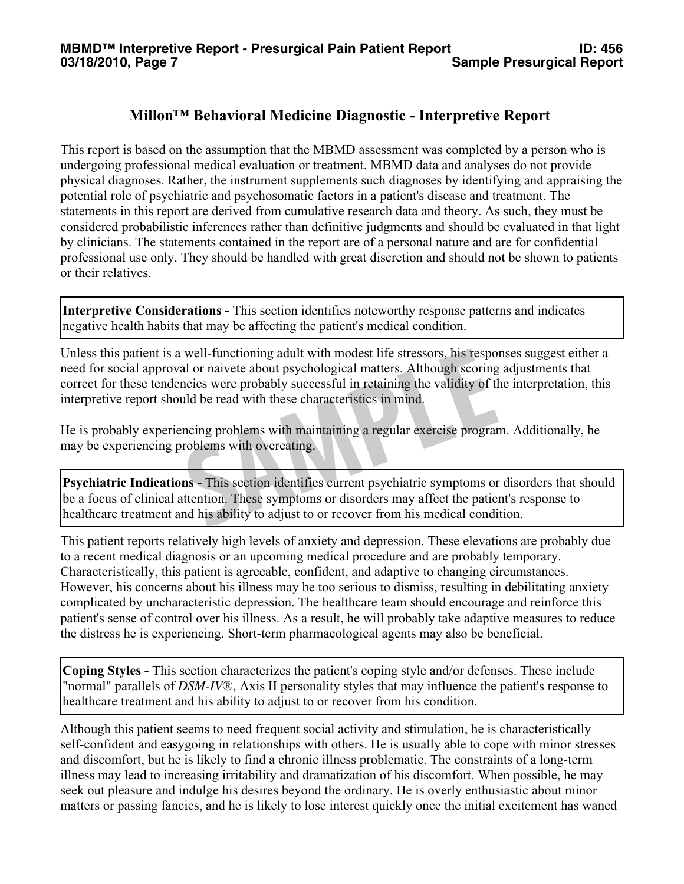# Millon™ Behavioral Medicine Diagnostic - Interpretive Report

This report is based on the assumption that the MBMD assessment was completed by a person who is undergoing professional medical evaluation or treatment. MBMD data and analyses do not provide physical diagnoses. Rather, the instrument supplements such diagnoses by identifying and appraising the potential role of psychiatric and psychosomatic factors in a patient's disease and treatment. The statements in this report are derived from cumulative research data and theory. As such, they must be considered probabilistic inferences rather than definitive judgments and should be evaluated in that light by clinicians. The statements contained in the report are of a personal nature and are for confidential professional use only. They should be handled with great discretion and should not be shown to patients or their relatives.

**Interpretive Considerations -** This section identifies noteworthy response patterns and indicates negative health habits that may be affecting the patient's medical condition.

Unless this patient is a well-functioning adult with modest life stressors, his responses suggest either a need for social approval or naivete about psychological matters. Although scoring adjustments that correct for these tendencies were probably successful in retaining the validity of the interpretation, this interpretive report should be read with these characteristics in mind.

He is probably experiencing problems with maintaining a regular exercise program. Additionally, he may be experiencing problems with overeating.

**Psychiatric Indications -** This section identifies current psychiatric symptoms or disorders that should be a focus of clinical attention. These symptoms or disorders may affect the patient's response to healthcare treatment and his ability to adjust to or recover from his medical condition.

This patient reports relatively high levels of anxiety and depression. These elevations are probably due to a recent medical diagnosis or an upcoming medical procedure and are probably temporary. Characteristically, this patient is agreeable, confident, and adaptive to changing circumstances. However, his concerns about his illness may be too serious to dismiss, resulting in debilitating anxiety complicated by uncharacteristic depression. The healthcare team should encourage and reinforce this patient's sense of control over his illness. As a result, he will probably take adaptive measures to reduce the distress he is experiencing. Short-term pharmacological agents may also be beneficial.

**Coping Styles -** This section characterizes the patient's coping style and/or defenses. These include "normal" parallels of *DSM-IV®*, Axis II personality styles that may influence the patient's response to healthcare treatment and his ability to adjust to or recover from his condition.

Although this patient seems to need frequent social activity and stimulation, he is characteristically self-confident and easygoing in relationships with others. He is usually able to cope with minor stresses and discomfort, but he is likely to find a chronic illness problematic. The constraints of a long-term illness may lead to increasing irritability and dramatization of his discomfort. When possible, he may seek out pleasure and indulge his desires beyond the ordinary. He is overly enthusiastic about minor matters or passing fancies, and he is likely to lose interest quickly once the initial excitement has waned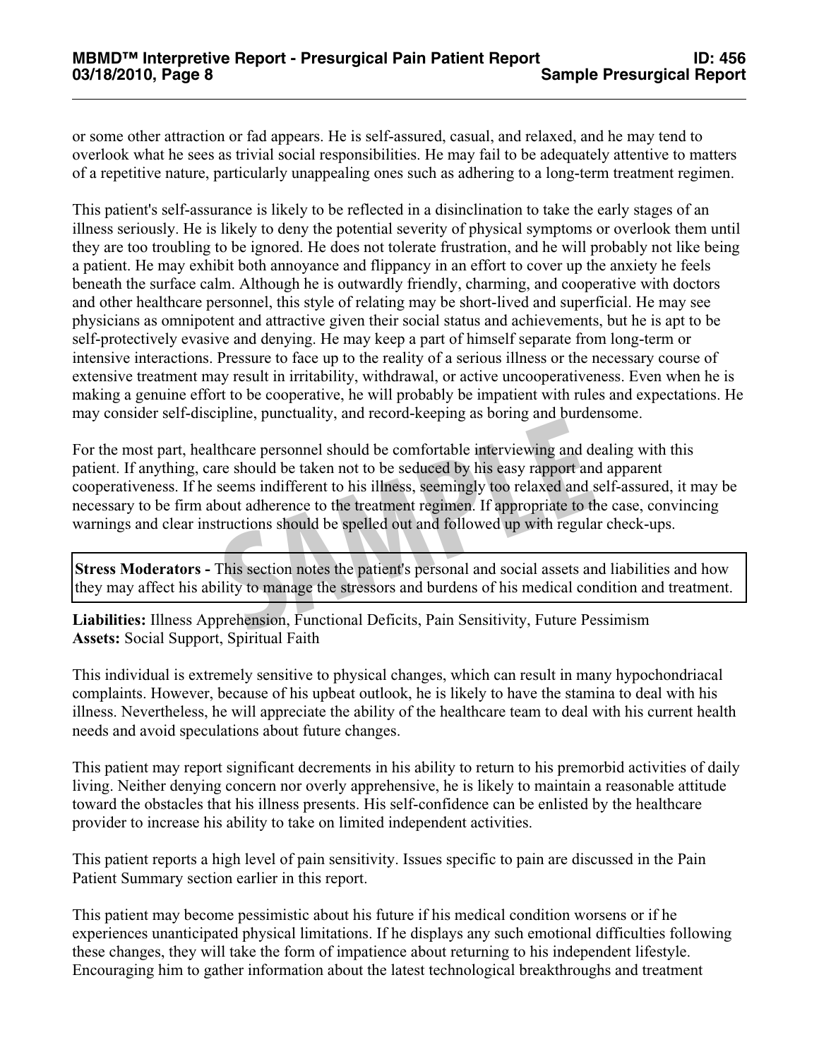or some other attraction or fad appears. He is self-assured, casual, and relaxed, and he may tend to overlook what he sees as trivial social responsibilities. He may fail to be adequately attentive to matters of a repetitive nature, particularly unappealing ones such as adhering to a long-term treatment regimen.

This patient's self-assurance is likely to be reflected in a disinclination to take the early stages of an illness seriously. He is likely to deny the potential severity of physical symptoms or overlook them until they are too troubling to be ignored. He does not tolerate frustration, and he will probably not like being a patient. He may exhibit both annoyance and flippancy in an effort to cover up the anxiety he feels beneath the surface calm. Although he is outwardly friendly, charming, and cooperative with doctors and other healthcare personnel, this style of relating may be short-lived and superficial. He may see physicians as omnipotent and attractive given their social status and achievements, but he is apt to be self-protectively evasive and denying. He may keep a part of himself separate from long-term or intensive interactions. Pressure to face up to the reality of a serious illness or the necessary course of extensive treatment may result in irritability, withdrawal, or active uncooperativeness. Even when he is making a genuine effort to be cooperative, he will probably be impatient with rules and expectations. He may consider self-discipline, punctuality, and record-keeping as boring and burdensome.

For the most part, healthcare personnel should be comfortable interviewing and dealing with this patient. If anything, care should be taken not to be seduced by his easy rapport and apparent cooperativeness. If he seems indifferent to his illness, seemingly too relaxed and self-assured, it may be necessary to be firm about adherence to the treatment regimen. If appropriate to the case, convincing warnings and clear instructions should be spelled out and followed up with regular check-ups.

**Stress Moderators -** This section notes the patient's personal and social assets and liabilities and how they may affect his ability to manage the stressors and burdens of his medical condition and treatment.

**Liabilities:** Illness Apprehension, Functional Deficits, Pain Sensitivity, Future Pessimism
**Assets:** Social Support, Spiritual Faith

This individual is extremely sensitive to physical changes, which can result in many hypochondriacal complaints. However, because of his upbeat outlook, he is likely to have the stamina to deal with his illness. Nevertheless, he will appreciate the ability of the healthcare team to deal with his current health needs and avoid speculations about future changes.

This patient may report significant decrements in his ability to return to his premorbid activities of daily living. Neither denying concern nor overly apprehensive, he is likely to maintain a reasonable attitude toward the obstacles that his illness presents. His self-confidence can be enlisted by the healthcare provider to increase his ability to take on limited independent activities.

This patient reports a high level of pain sensitivity. Issues specific to pain are discussed in the Pain Patient Summary section earlier in this report.

This patient may become pessimistic about his future if his medical condition worsens or if he experiences unanticipated physical limitations. If he displays any such emotional difficulties following these changes, they will take the form of impatience about returning to his independent lifestyle. Encouraging him to gather information about the latest technological breakthroughs and treatment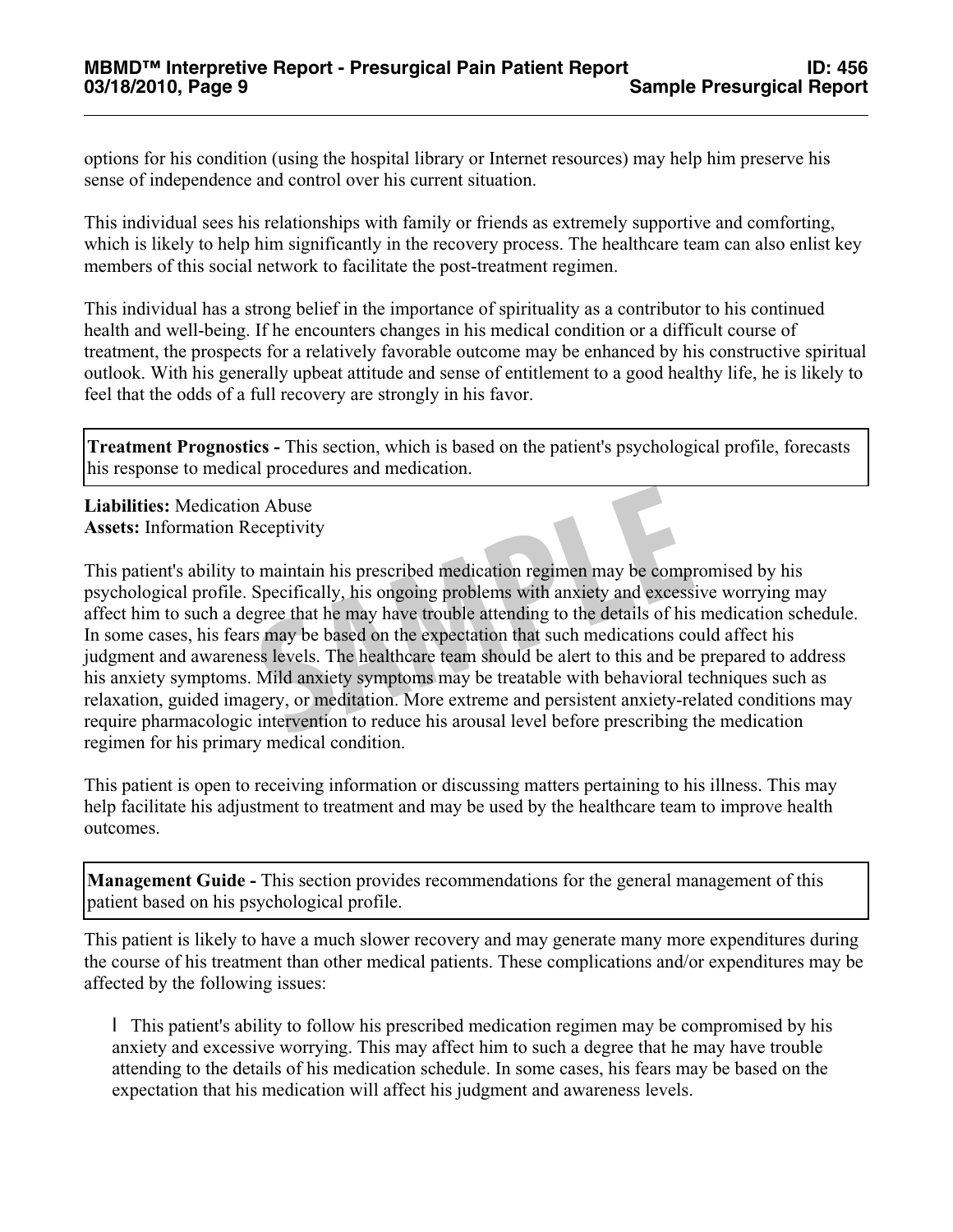options for his condition (using the hospital library or Internet resources) may help him preserve his sense of independence and control over his current situation.

This individual sees his relationships with family or friends as extremely supportive and comforting, which is likely to help him significantly in the recovery process. The healthcare team can also enlist key members of this social network to facilitate the post-treatment regimen.

This individual has a strong belief in the importance of spirituality as a contributor to his continued health and well-being. If he encounters changes in his medical condition or a difficult course of treatment, the prospects for a relatively favorable outcome may be enhanced by his constructive spiritual outlook. With his generally upbeat attitude and sense of entitlement to a good healthy life, he is likely to feel that the odds of a full recovery are strongly in his favor.

**Treatment Prognostics -** This section, which is based on the patient's psychological profile, forecasts his response to medical procedures and medication.

**Liabilities:** Medication Abuse
**Assets:** Information Receptivity

This patient's ability to maintain his prescribed medication regimen may be compromised by his psychological profile. Specifically, his ongoing problems with anxiety and excessive worrying may affect him to such a degree that he may have trouble attending to the details of his medication schedule. In some cases, his fears may be based on the expectation that such medications could affect his judgment and awareness levels. The healthcare team should be alert to this and be prepared to address his anxiety symptoms. Mild anxiety symptoms may be treatable with behavioral techniques such as relaxation, guided imagery, or meditation. More extreme and persistent anxiety-related conditions may require pharmacologic intervention to reduce his arousal level before prescribing the medication regimen for his primary medical condition.

This patient is open to receiving information or discussing matters pertaining to his illness. This may help facilitate his adjustment to treatment and may be used by the healthcare team to improve health outcomes.

**Management Guide -** This section provides recommendations for the general management of this patient based on his psychological profile.

This patient is likely to have a much slower recovery and may generate many more expenditures during the course of his treatment than other medical patients. These complications and/or expenditures may be affected by the following issues:

- This patient's ability to follow his prescribed medication regimen may be compromised by his anxiety and excessive worrying. This may affect him to such a degree that he may have trouble attending to the details of his medication schedule. In some cases, his fears may be based on the expectation that his medication will affect his judgment and awareness levels.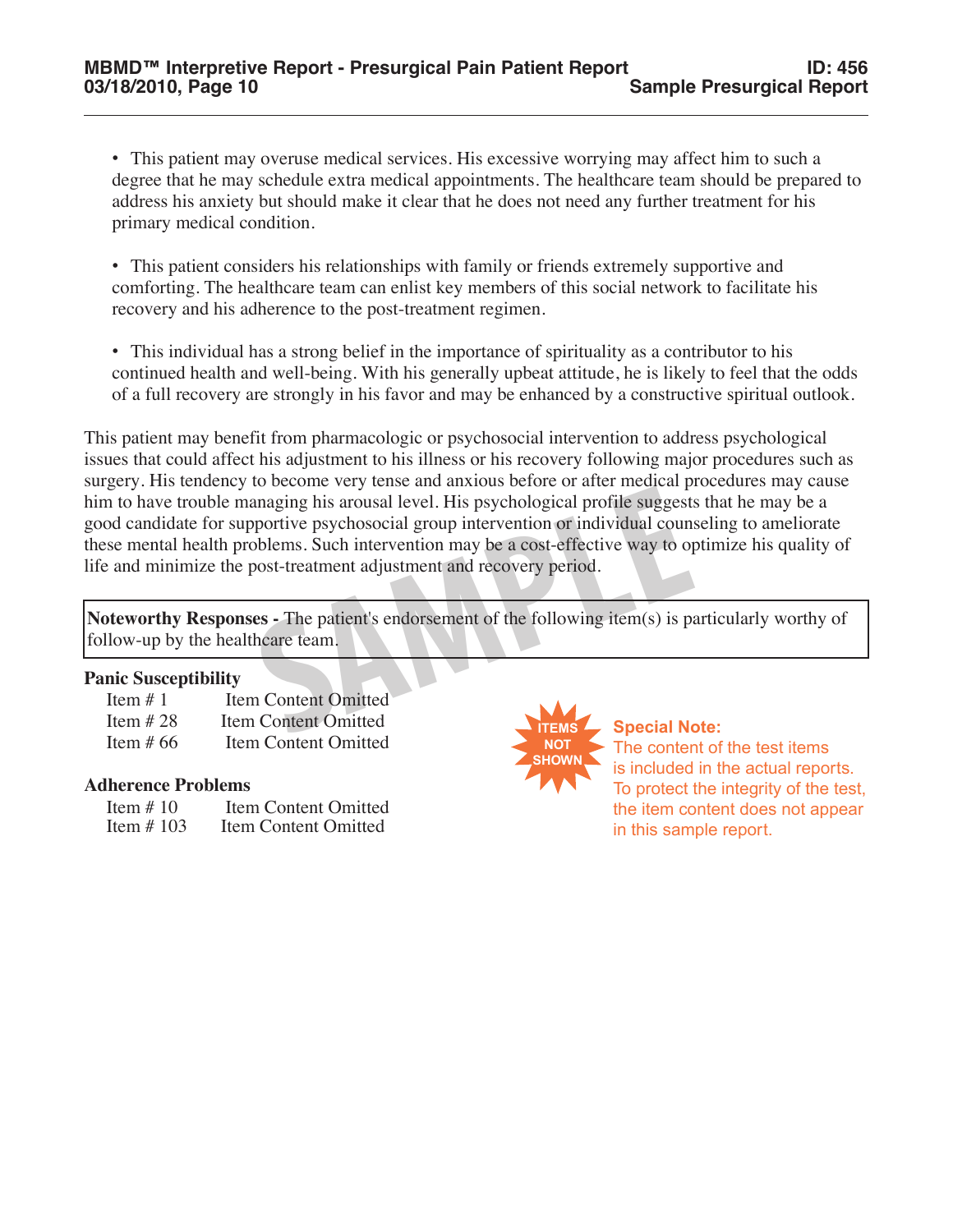- This patient may overuse medical services. His excessive worrying may affect him to such a degree that he may schedule extra medical appointments. The healthcare team should be prepared to address his anxiety but should make it clear that he does not need any further treatment for his primary medical condition.

- This patient considers his relationships with family or friends extremely supportive and comforting. The healthcare team can enlist key members of this social network to facilitate his recovery and his adherence to the post-treatment regimen.

- This individual has a strong belief in the importance of spirituality as a contributor to his continued health and well-being. With his generally upbeat attitude, he is likely to feel that the odds of a full recovery are strongly in his favor and may be enhanced by a constructive spiritual outlook.

This patient may benefit from pharmacologic or psychosocial intervention to address psychological issues that could affect his adjustment to his illness or his recovery following major procedures such as surgery. His tendency to become very tense and anxious before or after medical procedures may cause him to have trouble managing his arousal level. His psychological profile suggests that he may be a good candidate for supportive psychosocial group intervention or individual counseling to ameliorate these mental health problems. Such intervention may be a cost-effective way to optimize his quality of life and minimize the post-treatment adjustment and recovery period.

**Noteworthy Responses -** The patient's endorsement of the following item(s) is particularly worthy of follow-up by the healthcare team.

**Panic Susceptibility**

Item # 1 Item Content Omitted
Item # 28 Item Content Omitted
Item # 66 Item Content Omitted

**Adherence Problems**

Item # 10 Item Content Omitted
Item # 103 Item Content Omitted

ITEMS NOT SHOWN

**Special Note:**
The content of the test items is included in the actual reports. To protect the integrity of the test, the item content does not appear in this sample report.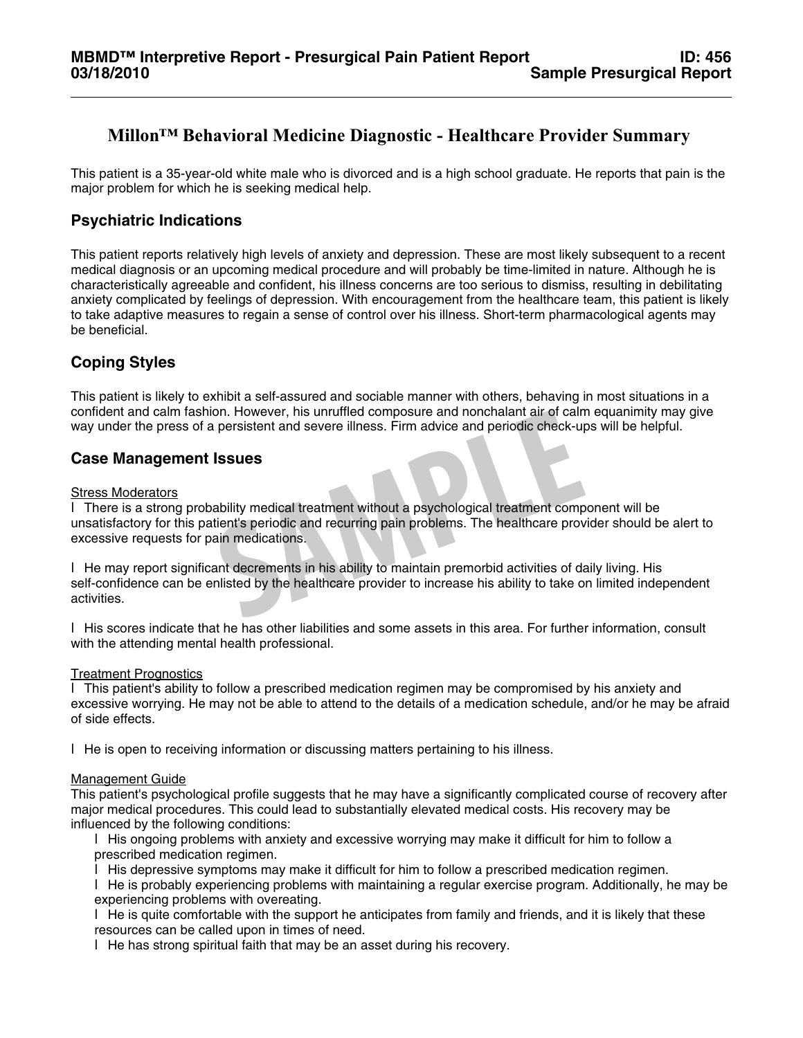# Millon™ Behavioral Medicine Diagnostic - Healthcare Provider Summary

This patient is a 35-year-old white male who is divorced and is a high school graduate. He reports that pain is the major problem for which he is seeking medical help.

## Psychiatric Indications

This patient reports relatively high levels of anxiety and depression. These are most likely subsequent to a recent medical diagnosis or an upcoming medical procedure and will probably be time-limited in nature. Although he is characteristically agreeable and confident, his illness concerns are too serious to dismiss, resulting in debilitating anxiety complicated by feelings of depression. With encouragement from the healthcare team, this patient is likely to take adaptive measures to regain a sense of control over his illness. Short-term pharmacological agents may be beneficial.

## Coping Styles

This patient is likely to exhibit a self-assured and sociable manner with others, behaving in most situations in a confident and calm fashion. However, his unruffled composure and nonchalant air of calm equanimity may give way under the press of a persistent and severe illness. Firm advice and periodic check-ups will be helpful.

## Case Management Issues

Stress Moderators

- There is a strong probability medical treatment without a psychological treatment component will be unsatisfactory for this patient's periodic and recurring pain problems. The healthcare provider should be alert to excessive requests for pain medications.

- He may report significant decrements in his ability to maintain premorbid activities of daily living. His self-confidence can be enlisted by the healthcare provider to increase his ability to take on limited independent activities.

- His scores indicate that he has other liabilities and some assets in this area. For further information, consult with the attending mental health professional.

Treatment Prognostics

- This patient's ability to follow a prescribed medication regimen may be compromised by his anxiety and excessive worrying. He may not be able to attend to the details of a medication schedule, and/or he may be afraid of side effects.

- He is open to receiving information or discussing matters pertaining to his illness.

Management Guide

This patient's psychological profile suggests that he may have a significantly complicated course of recovery after major medical procedures. This could lead to substantially elevated medical costs. His recovery may be influenced by the following conditions:

- His ongoing problems with anxiety and excessive worrying may make it difficult for him to follow a prescribed medication regimen.
- His depressive symptoms may make it difficult for him to follow a prescribed medication regimen.
- He is probably experiencing problems with maintaining a regular exercise program. Additionally, he may be experiencing problems with overeating.
- He is quite comfortable with the support he anticipates from family and friends, and it is likely that these resources can be called upon in times of need.
- He has strong spiritual faith that may be an asset during his recovery.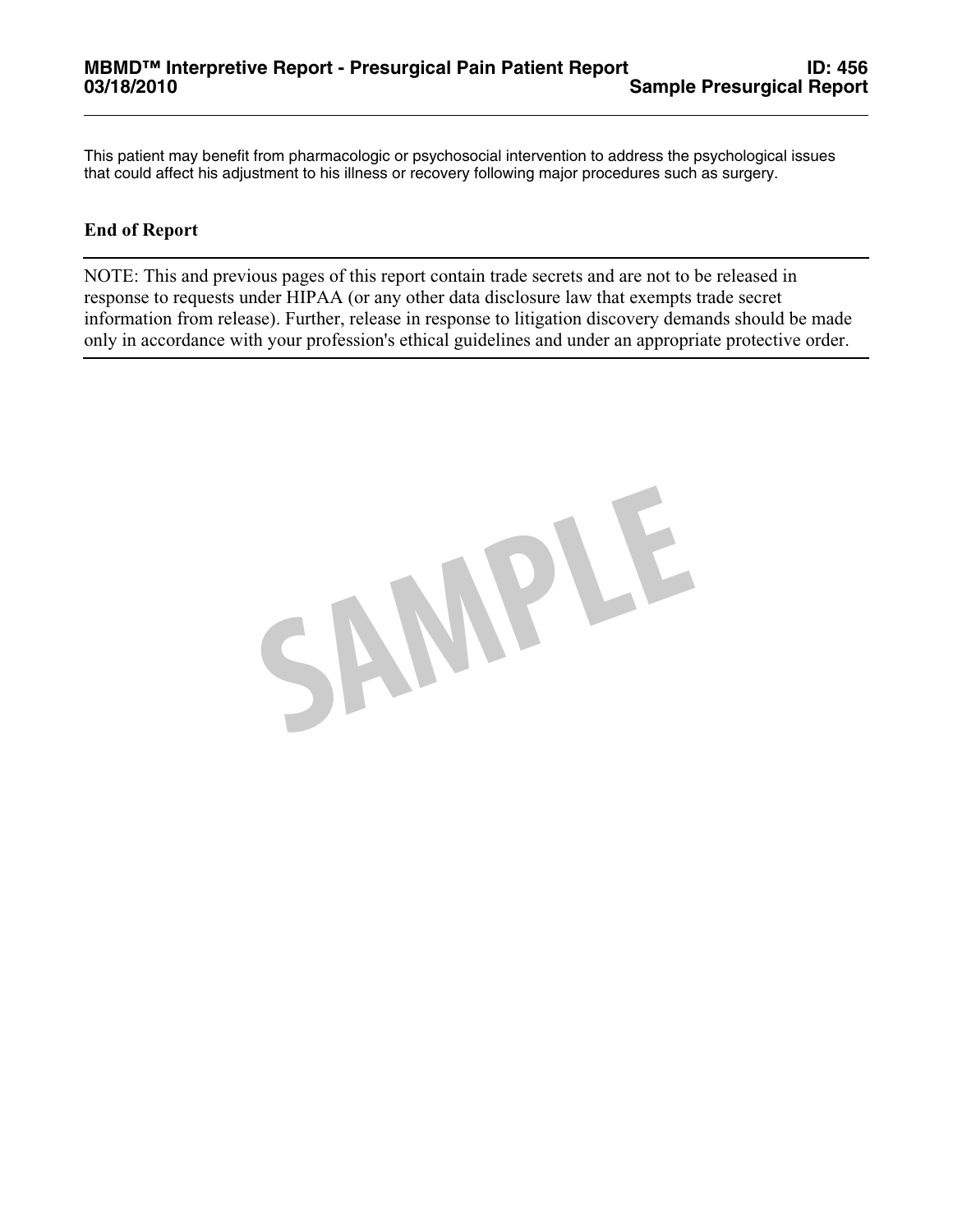This patient may benefit from pharmacologic or psychosocial intervention to address the psychological issues that could affect his adjustment to his illness or recovery following major procedures such as surgery.

**End of Report**

NOTE: This and previous pages of this report contain trade secrets and are not to be released in response to requests under HIPAA (or any other data disclosure law that exempts trade secret information from release). Further, release in response to litigation discovery demands should be made only in accordance with your profession's ethical guidelines and under an appropriate protective order.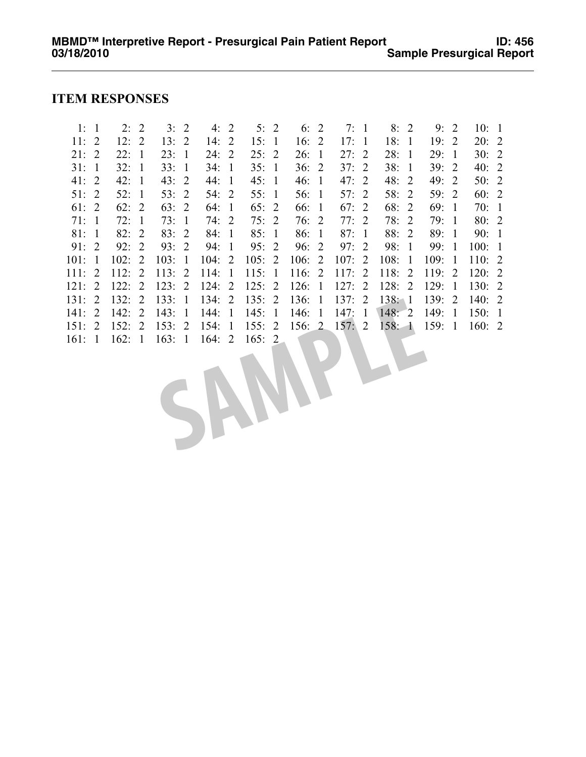## ITEM RESPONSES

| | | | | | | | | | |
|---|---|---|---|---|---|---|---|---|---|
| 1: 1 | 2: 2 | 3: 2 | 4: 2 | 5: 2 | 6: 2 | 7: 1 | 8: 2 | 9: 2 | 10: 1 |
| 11: 2 | 12: 2 | 13: 2 | 14: 2 | 15: 1 | 16: 2 | 17: 1 | 18: 1 | 19: 2 | 20: 2 |
| 21: 2 | 22: 1 | 23: 1 | 24: 2 | 25: 2 | 26: 1 | 27: 2 | 28: 1 | 29: 1 | 30: 2 |
| 31: 1 | 32: 1 | 33: 1 | 34: 1 | 35: 1 | 36: 2 | 37: 2 | 38: 1 | 39: 2 | 40: 2 |
| 41: 2 | 42: 1 | 43: 2 | 44: 1 | 45: 1 | 46: 1 | 47: 2 | 48: 2 | 49: 2 | 50: 2 |
| 51: 2 | 52: 1 | 53: 2 | 54: 2 | 55: 1 | 56: 1 | 57: 2 | 58: 2 | 59: 2 | 60: 2 |
| 61: 2 | 62: 2 | 63: 2 | 64: 1 | 65: 2 | 66: 1 | 67: 2 | 68: 2 | 69: 1 | 70: 1 |
| 71: 1 | 72: 1 | 73: 1 | 74: 2 | 75: 2 | 76: 2 | 77: 2 | 78: 2 | 79: 1 | 80: 2 |
| 81: 1 | 82: 2 | 83: 2 | 84: 1 | 85: 1 | 86: 1 | 87: 1 | 88: 2 | 89: 1 | 90: 1 |
| 91: 2 | 92: 2 | 93: 2 | 94: 1 | 95: 2 | 96: 2 | 97: 2 | 98: 1 | 99: 1 | 100: 1 |
| 101: 1 | 102: 2 | 103: 1 | 104: 2 | 105: 2 | 106: 2 | 107: 2 | 108: 1 | 109: 1 | 110: 2 |
| 111: 2 | 112: 2 | 113: 2 | 114: 1 | 115: 1 | 116: 2 | 117: 2 | 118: 2 | 119: 2 | 120: 2 |
| 121: 2 | 122: 2 | 123: 2 | 124: 2 | 125: 2 | 126: 1 | 127: 2 | 128: 2 | 129: 1 | 130: 2 |
| 131: 2 | 132: 2 | 133: 1 | 134: 2 | 135: 2 | 136: 1 | 137: 2 | 138: 1 | 139: 2 | 140: 2 |
| 141: 2 | 142: 2 | 143: 1 | 144: 1 | 145: 1 | 146: 1 | 147: 1 | 148: 2 | 149: 1 | 150: 1 |
| 151: 2 | 152: 2 | 153: 2 | 154: 1 | 155: 2 | 156: 2 | 157: 2 | 158: 1 | 159: 1 | 160: 2 |
| 161: 1 | 162: 1 | 163: 1 | 164: 2 | 165: 2 | | | | | |

SAMPLE